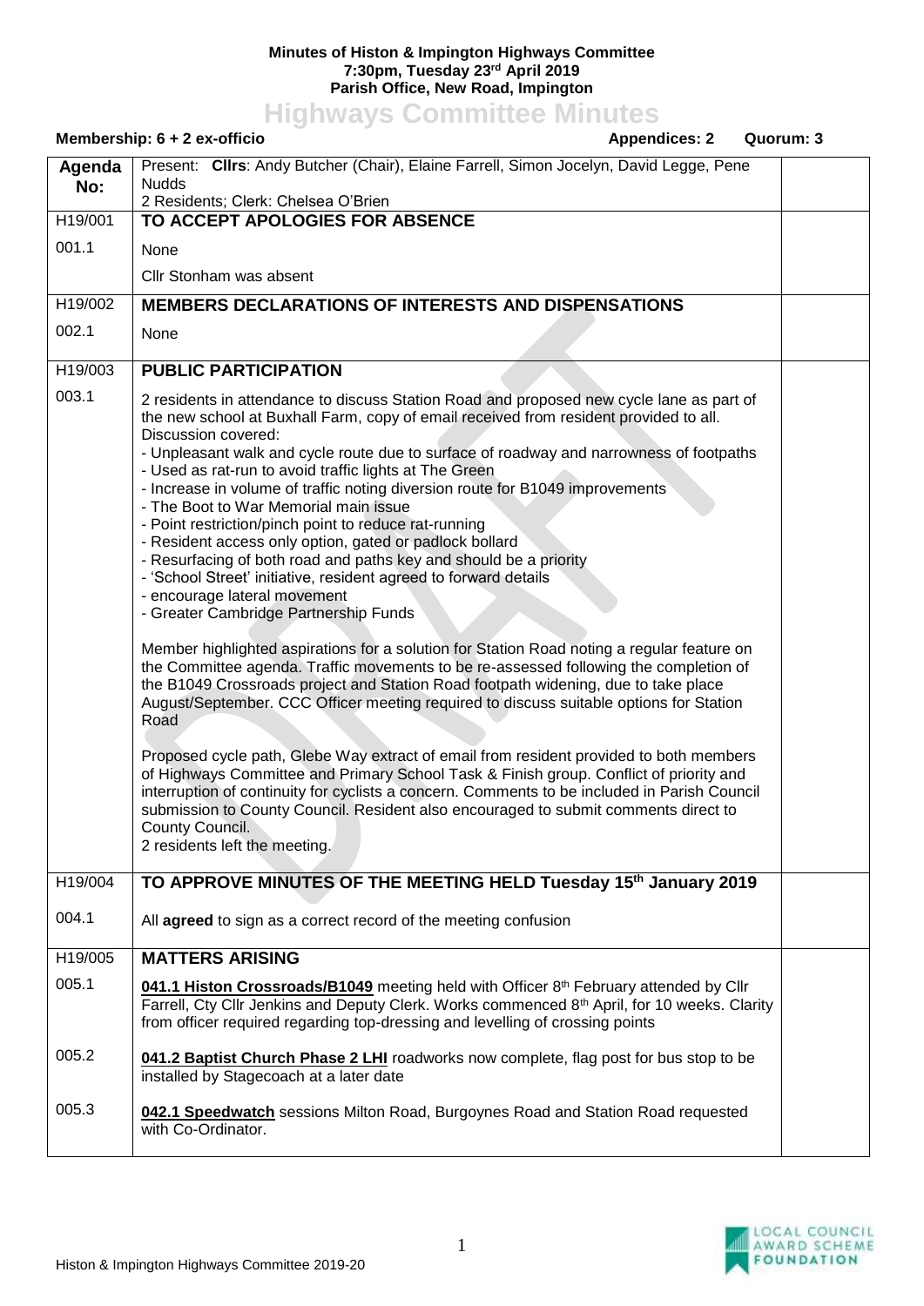**Minutes of Histon & Impington Highways Committee**
**7:30pm, Tuesday 23rd April 2019**
**Parish Office, New Road, Impington**

# Highways Committee Minutes

**Membership: 6 + 2 ex-officio** **Appendices: 2** **Quorum: 3**

| Agenda No: | Present: **Cllrs**: Andy Butcher (Chair), Elaine Farrell, Simon Jocelyn, David Legge, Pene Nudds<br>2 Residents; Clerk: Chelsea O'Brien | |
|---|---|---|
| H19/001 | **TO ACCEPT APOLOGIES FOR ABSENCE** | |
| 001.1 | None<br>Cllr Stonham was absent | |
| H19/002 | **MEMBERS DECLARATIONS OF INTERESTS AND DISPENSATIONS** | |
| 002.1 | None | |
| H19/003 | **PUBLIC PARTICIPATION** | |
| 003.1 | 2 residents in attendance to discuss Station Road and proposed new cycle lane as part of the new school at Buxhall Farm, copy of email received from resident provided to all.<br>Discussion covered:<br>- Unpleasant walk and cycle route due to surface of roadway and narrowness of footpaths<br>- Used as rat-run to avoid traffic lights at The Green<br>- Increase in volume of traffic noting diversion route for B1049 improvements<br>- The Boot to War Memorial main issue<br>- Point restriction/pinch point to reduce rat-running<br>- Resident access only option, gated or padlock bollard<br>- Resurfacing of both road and paths key and should be a priority<br>- 'School Street' initiative, resident agreed to forward details<br>- encourage lateral movement<br>- Greater Cambridge Partnership Funds<br><br>Member highlighted aspirations for a solution for Station Road noting a regular feature on the Committee agenda. Traffic movements to be re-assessed following the completion of the B1049 Crossroads project and Station Road footpath widening, due to take place August/September. CCC Officer meeting required to discuss suitable options for Station Road<br><br>Proposed cycle path, Glebe Way extract of email from resident provided to both members of Highways Committee and Primary School Task & Finish group. Conflict of priority and interruption of continuity for cyclists a concern. Comments to be included in Parish Council submission to County Council. Resident also encouraged to submit comments direct to County Council.<br>2 residents left the meeting. | |
| H19/004 | **TO APPROVE MINUTES OF THE MEETING HELD Tuesday 15th January 2019** | |
| 004.1 | All **agreed** to sign as a correct record of the meeting confusion | |
| H19/005 | **MATTERS ARISING** | |
| 005.1 | **041.1 Histon Crossroads/B1049** meeting held with Officer 8th February attended by Cllr Farrell, Cty Cllr Jenkins and Deputy Clerk. Works commenced 8th April, for 10 weeks. Clarity from officer required regarding top-dressing and levelling of crossing points | |
| 005.2 | **041.2 Baptist Church Phase 2 LHI** roadworks now complete, flag post for bus stop to be installed by Stagecoach at a later date | |
| 005.3 | **042.1 Speedwatch** sessions Milton Road, Burgoynes Road and Station Road requested with Co-Ordinator. | |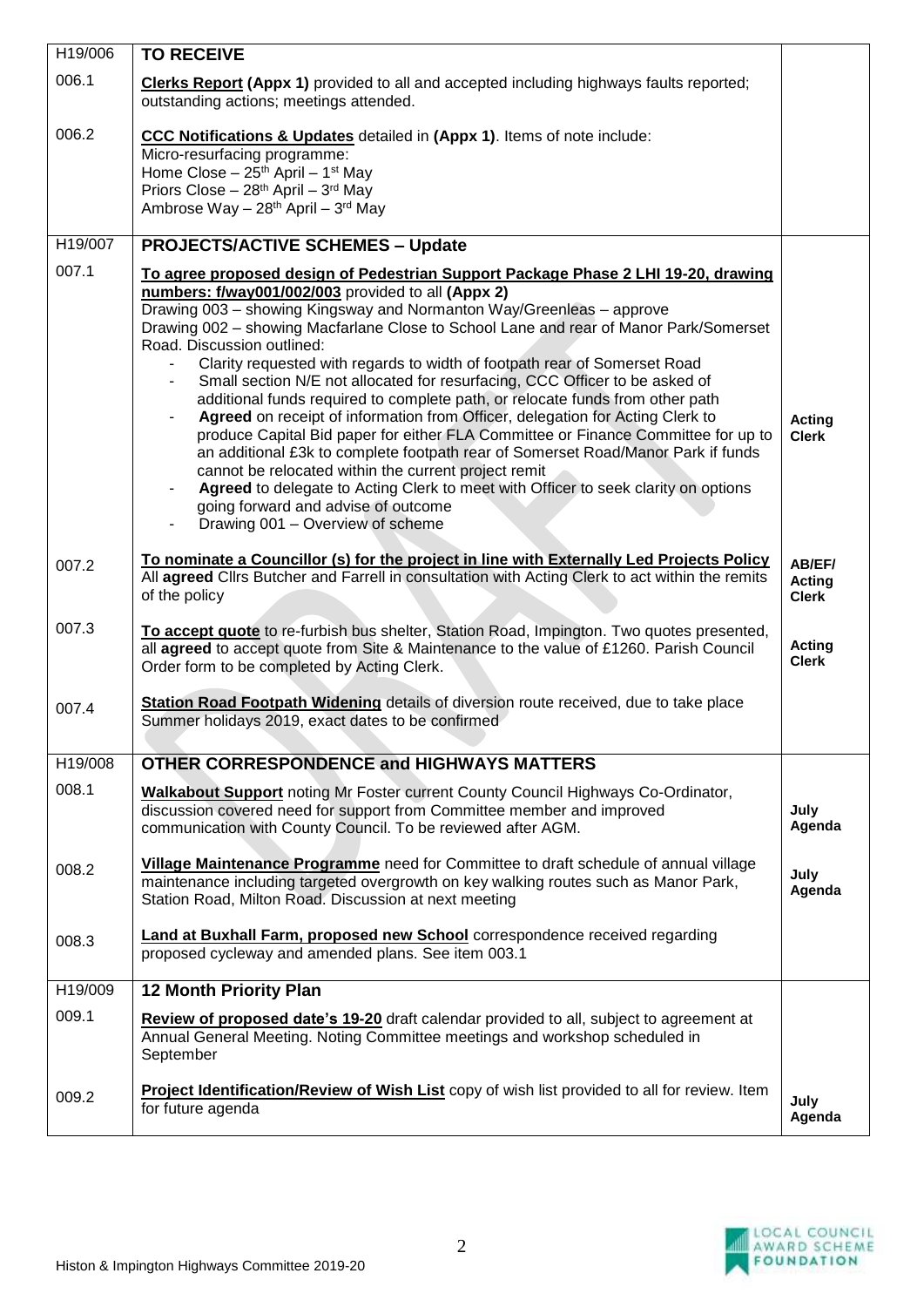| | | |
|---|---|---|
| H19/006 | **TO RECEIVE** | |
| 006.1 | **Clerks Report (Appx 1)** provided to all and accepted including highways faults reported; outstanding actions; meetings attended. | |
| 006.2 | **CCC Notifications & Updates** detailed in **(Appx 1)**. Items of note include:<br>Micro-resurfacing programme:<br>Home Close – 25th April – 1st May<br>Priors Close – 28th April – 3rd May<br>Ambrose Way – 28th April – 3rd May | |
| H19/007 | **PROJECTS/ACTIVE SCHEMES – Update** | |
| 007.1 | **To agree proposed design of Pedestrian Support Package Phase 2 LHI 19-20, drawing numbers: f/way001/002/003** provided to all **(Appx 2)**<br>Drawing 003 – showing Kingsway and Normanton Way/Greenleas – approve<br>Drawing 002 – showing Macfarlane Close to School Lane and rear of Manor Park/Somerset Road. Discussion outlined:<br>- Clarity requested with regards to width of footpath rear of Somerset Road<br>- Small section N/E not allocated for resurfacing, CCC Officer to be asked of additional funds required to complete path, or relocate funds from other path<br>- **Agreed** on receipt of information from Officer, delegation for Acting Clerk to produce Capital Bid paper for either FLA Committee or Finance Committee for up to an additional £3k to complete footpath rear of Somerset Road/Manor Park if funds cannot be relocated within the current project remit<br>- **Agreed** to delegate to Acting Clerk to meet with Officer to seek clarity on options going forward and advise of outcome<br>- Drawing 001 – Overview of scheme | **Acting Clerk** |
| 007.2 | **To nominate a Councillor (s) for the project in line with Externally Led Projects Policy**<br>All **agreed** Cllrs Butcher and Farrell in consultation with Acting Clerk to act within the remits of the policy | **AB/EF/ Acting Clerk** |
| 007.3 | **To accept quote** to re-furbish bus shelter, Station Road, Impington. Two quotes presented, all **agreed** to accept quote from Site & Maintenance to the value of £1260. Parish Council Order form to be completed by Acting Clerk. | **Acting Clerk** |
| 007.4 | **Station Road Footpath Widening** details of diversion route received, due to take place Summer holidays 2019, exact dates to be confirmed | |
| H19/008 | **OTHER CORRESPONDENCE and HIGHWAYS MATTERS** | |
| 008.1 | **Walkabout Support** noting Mr Foster current County Council Highways Co-Ordinator, discussion covered need for support from Committee member and improved communication with County Council. To be reviewed after AGM. | **July Agenda** |
| 008.2 | **Village Maintenance Programme** need for Committee to draft schedule of annual village maintenance including targeted overgrowth on key walking routes such as Manor Park, Station Road, Milton Road. Discussion at next meeting | **July Agenda** |
| 008.3 | **Land at Buxhall Farm, proposed new School** correspondence received regarding proposed cycleway and amended plans. See item 003.1 | |
| H19/009 | **12 Month Priority Plan** | |
| 009.1 | **Review of proposed date's 19-20** draft calendar provided to all, subject to agreement at Annual General Meeting. Noting Committee meetings and workshop scheduled in September | |
| 009.2 | **Project Identification/Review of Wish List** copy of wish list provided to all for review. Item for future agenda | **July Agenda** |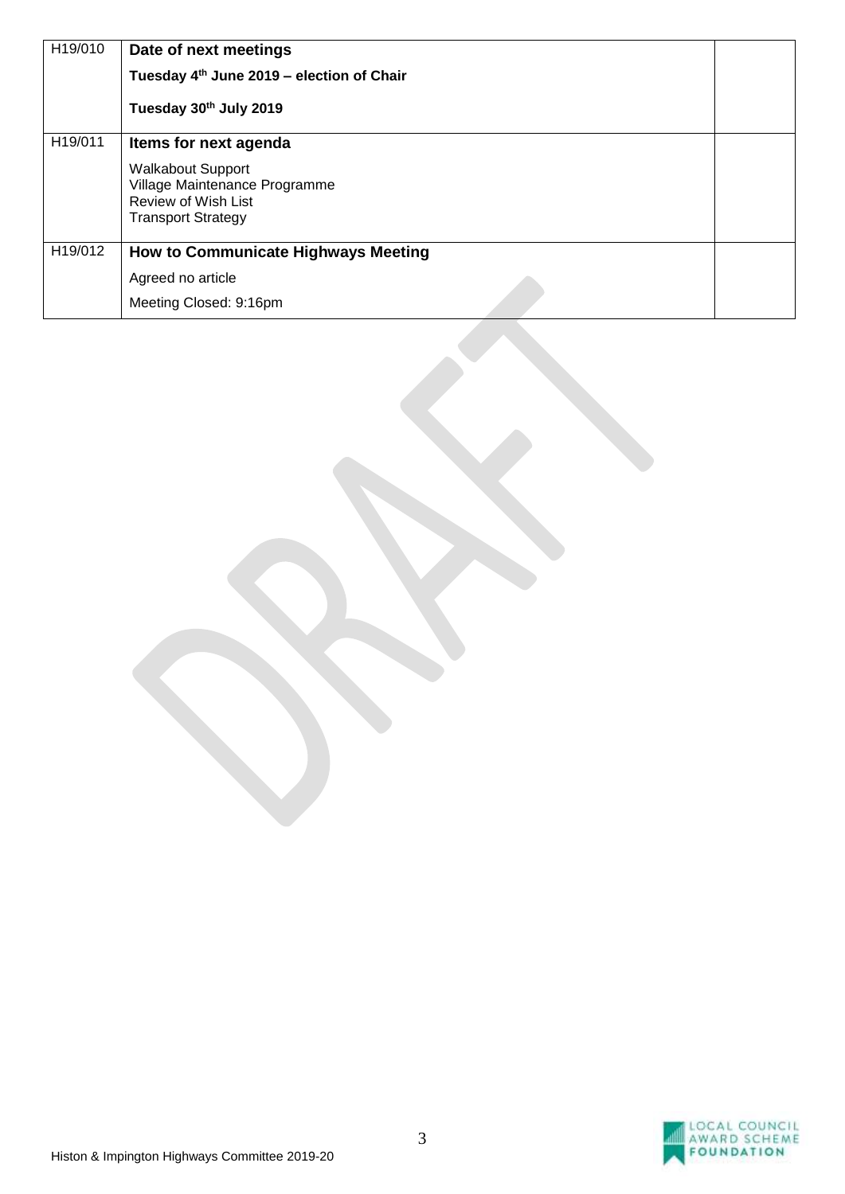| | | |
|---|---|---|
| H19/010 | **Date of next meetings**<br>**Tuesday 4th June 2019 – election of Chair**<br>**Tuesday 30th July 2019** | |
| H19/011 | **Items for next agenda**<br>Walkabout Support<br>Village Maintenance Programme<br>Review of Wish List<br>Transport Strategy | |
| H19/012 | **How to Communicate Highways Meeting**<br>Agreed no article<br>Meeting Closed: 9:16pm | |

DRAFT

Histon & Impington Highways Committee 2019-20